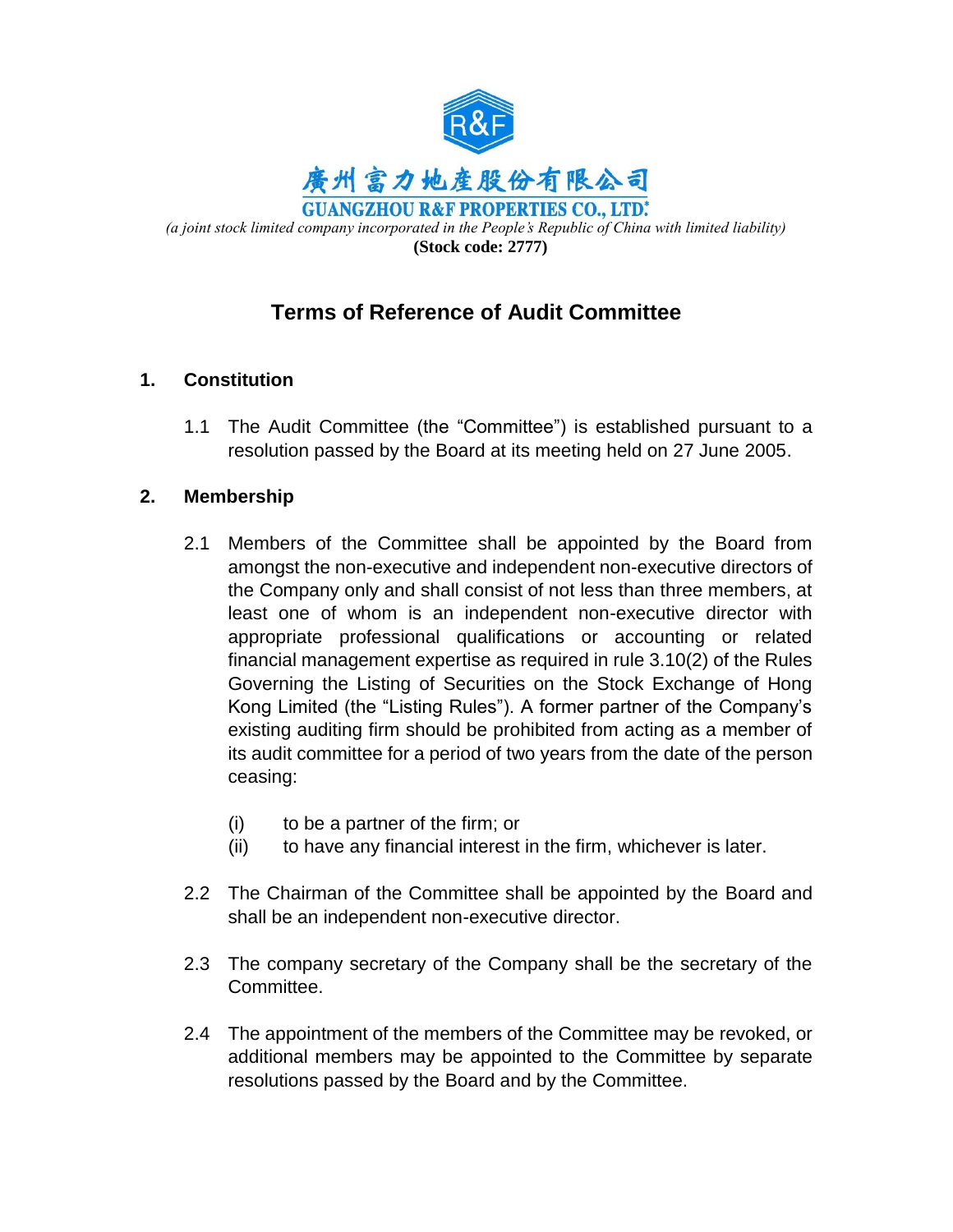廣州富力地產股份有限公司

**GUANGZHOU R&F PROPERTIES CO., LTD.***

*(a joint stock limited company incorporated in the People's Republic of China with limited liability)*

**(Stock code: 2777)**

# Terms of Reference of Audit Committee

## 1. Constitution

1.1 The Audit Committee (the "Committee") is established pursuant to a resolution passed by the Board at its meeting held on 27 June 2005.

## 2. Membership

2.1 Members of the Committee shall be appointed by the Board from amongst the non-executive and independent non-executive directors of the Company only and shall consist of not less than three members, at least one of whom is an independent non-executive director with appropriate professional qualifications or accounting or related financial management expertise as required in rule 3.10(2) of the Rules Governing the Listing of Securities on the Stock Exchange of Hong Kong Limited (the "Listing Rules"). A former partner of the Company's existing auditing firm should be prohibited from acting as a member of its audit committee for a period of two years from the date of the person ceasing:

(i) to be a partner of the firm; or

(ii) to have any financial interest in the firm, whichever is later.

2.2 The Chairman of the Committee shall be appointed by the Board and shall be an independent non-executive director.

2.3 The company secretary of the Company shall be the secretary of the Committee.

2.4 The appointment of the members of the Committee may be revoked, or additional members may be appointed to the Committee by separate resolutions passed by the Board and by the Committee.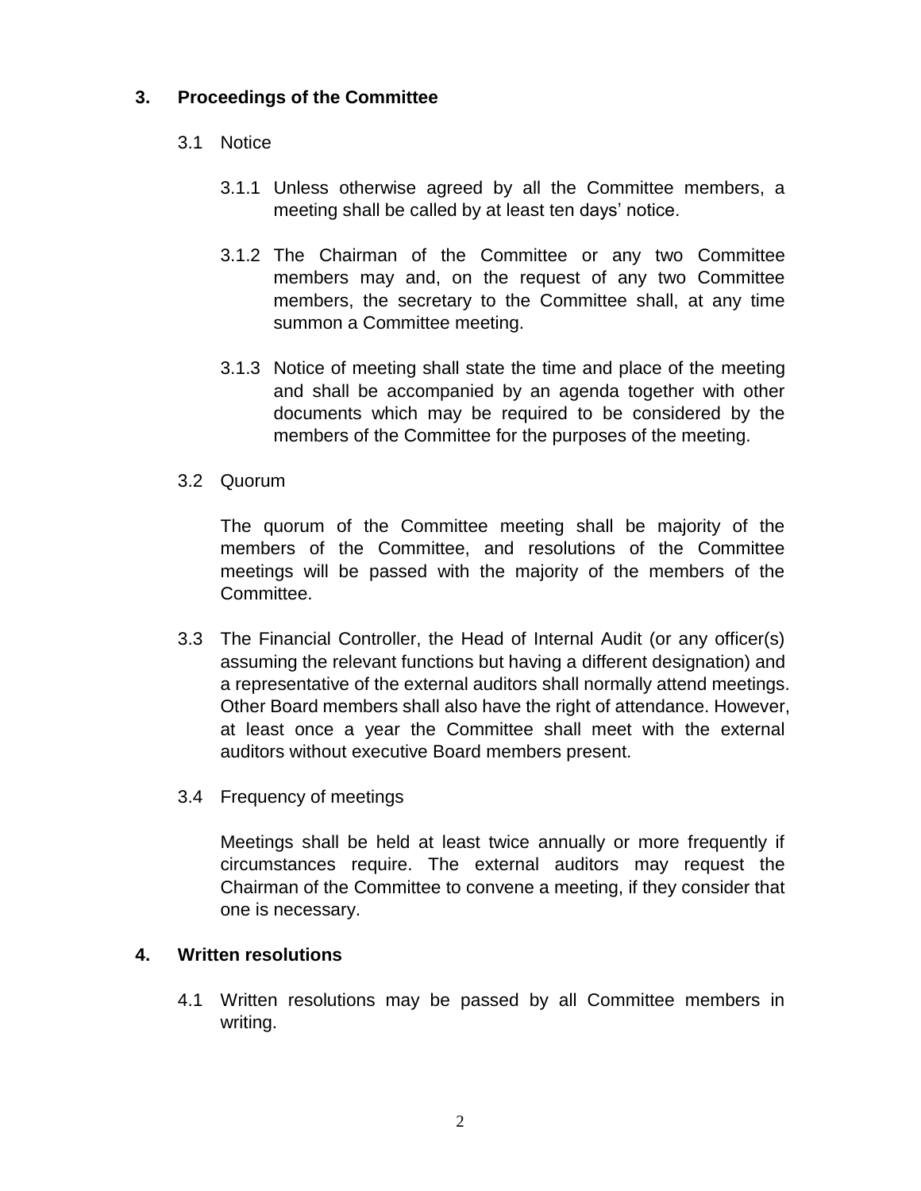## 3. Proceedings of the Committee

3.1 Notice

3.1.1 Unless otherwise agreed by all the Committee members, a meeting shall be called by at least ten days' notice.

3.1.2 The Chairman of the Committee or any two Committee members may and, on the request of any two Committee members, the secretary to the Committee shall, at any time summon a Committee meeting.

3.1.3 Notice of meeting shall state the time and place of the meeting and shall be accompanied by an agenda together with other documents which may be required to be considered by the members of the Committee for the purposes of the meeting.

3.2 Quorum

The quorum of the Committee meeting shall be majority of the members of the Committee, and resolutions of the Committee meetings will be passed with the majority of the members of the Committee.

3.3 The Financial Controller, the Head of Internal Audit (or any officer(s) assuming the relevant functions but having a different designation) and a representative of the external auditors shall normally attend meetings. Other Board members shall also have the right of attendance. However, at least once a year the Committee shall meet with the external auditors without executive Board members present.

3.4 Frequency of meetings

Meetings shall be held at least twice annually or more frequently if circumstances require. The external auditors may request the Chairman of the Committee to convene a meeting, if they consider that one is necessary.

## 4. Written resolutions

4.1 Written resolutions may be passed by all Committee members in writing.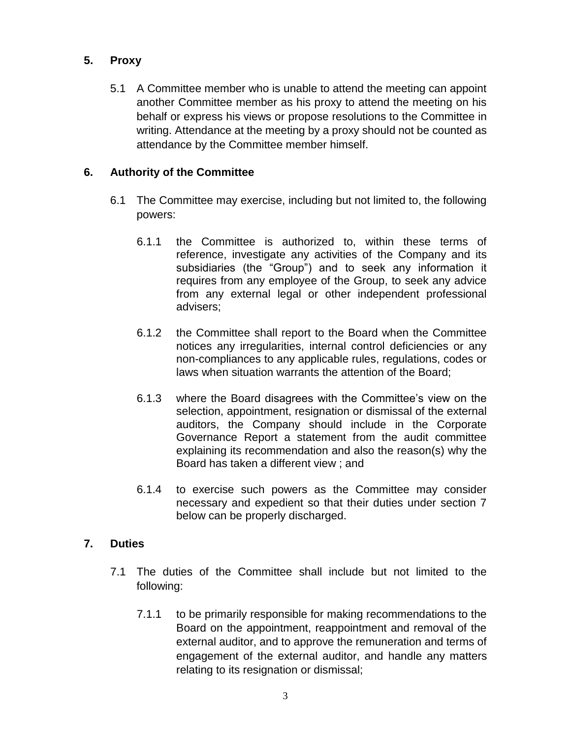## 5. Proxy

5.1 A Committee member who is unable to attend the meeting can appoint another Committee member as his proxy to attend the meeting on his behalf or express his views or propose resolutions to the Committee in writing. Attendance at the meeting by a proxy should not be counted as attendance by the Committee member himself.

## 6. Authority of the Committee

6.1 The Committee may exercise, including but not limited to, the following powers:

6.1.1 the Committee is authorized to, within these terms of reference, investigate any activities of the Company and its subsidiaries (the "Group") and to seek any information it requires from any employee of the Group, to seek any advice from any external legal or other independent professional advisers;

6.1.2 the Committee shall report to the Board when the Committee notices any irregularities, internal control deficiencies or any non-compliances to any applicable rules, regulations, codes or laws when situation warrants the attention of the Board;

6.1.3 where the Board disagrees with the Committee's view on the selection, appointment, resignation or dismissal of the external auditors, the Company should include in the Corporate Governance Report a statement from the audit committee explaining its recommendation and also the reason(s) why the Board has taken a different view ; and

6.1.4 to exercise such powers as the Committee may consider necessary and expedient so that their duties under section 7 below can be properly discharged.

## 7. Duties

7.1 The duties of the Committee shall include but not limited to the following:

7.1.1 to be primarily responsible for making recommendations to the Board on the appointment, reappointment and removal of the external auditor, and to approve the remuneration and terms of engagement of the external auditor, and handle any matters relating to its resignation or dismissal;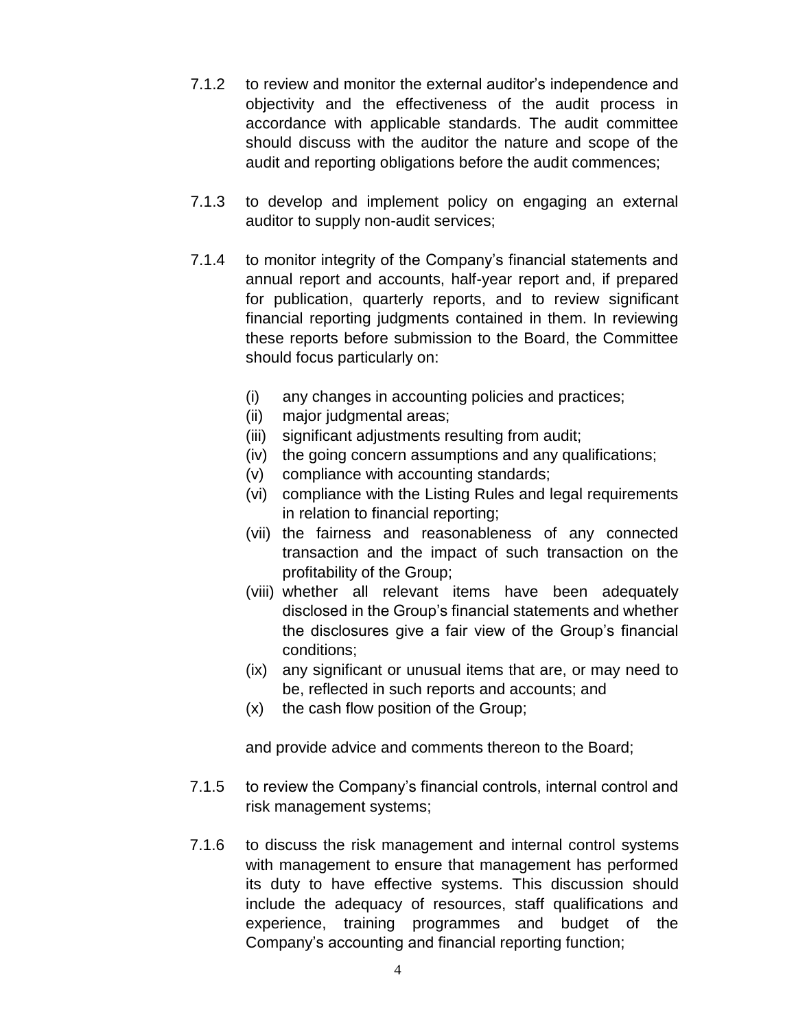7.1.2 to review and monitor the external auditor's independence and objectivity and the effectiveness of the audit process in accordance with applicable standards. The audit committee should discuss with the auditor the nature and scope of the audit and reporting obligations before the audit commences;

7.1.3 to develop and implement policy on engaging an external auditor to supply non-audit services;

7.1.4 to monitor integrity of the Company's financial statements and annual report and accounts, half-year report and, if prepared for publication, quarterly reports, and to review significant financial reporting judgments contained in them. In reviewing these reports before submission to the Board, the Committee should focus particularly on:

- (i) any changes in accounting policies and practices;
- (ii) major judgmental areas;
- (iii) significant adjustments resulting from audit;
- (iv) the going concern assumptions and any qualifications;
- (v) compliance with accounting standards;
- (vi) compliance with the Listing Rules and legal requirements in relation to financial reporting;
- (vii) the fairness and reasonableness of any connected transaction and the impact of such transaction on the profitability of the Group;
- (viii) whether all relevant items have been adequately disclosed in the Group's financial statements and whether the disclosures give a fair view of the Group's financial conditions;
- (ix) any significant or unusual items that are, or may need to be, reflected in such reports and accounts; and
- (x) the cash flow position of the Group;

and provide advice and comments thereon to the Board;

7.1.5 to review the Company's financial controls, internal control and risk management systems;

7.1.6 to discuss the risk management and internal control systems with management to ensure that management has performed its duty to have effective systems. This discussion should include the adequacy of resources, staff qualifications and experience, training programmes and budget of the Company's accounting and financial reporting function;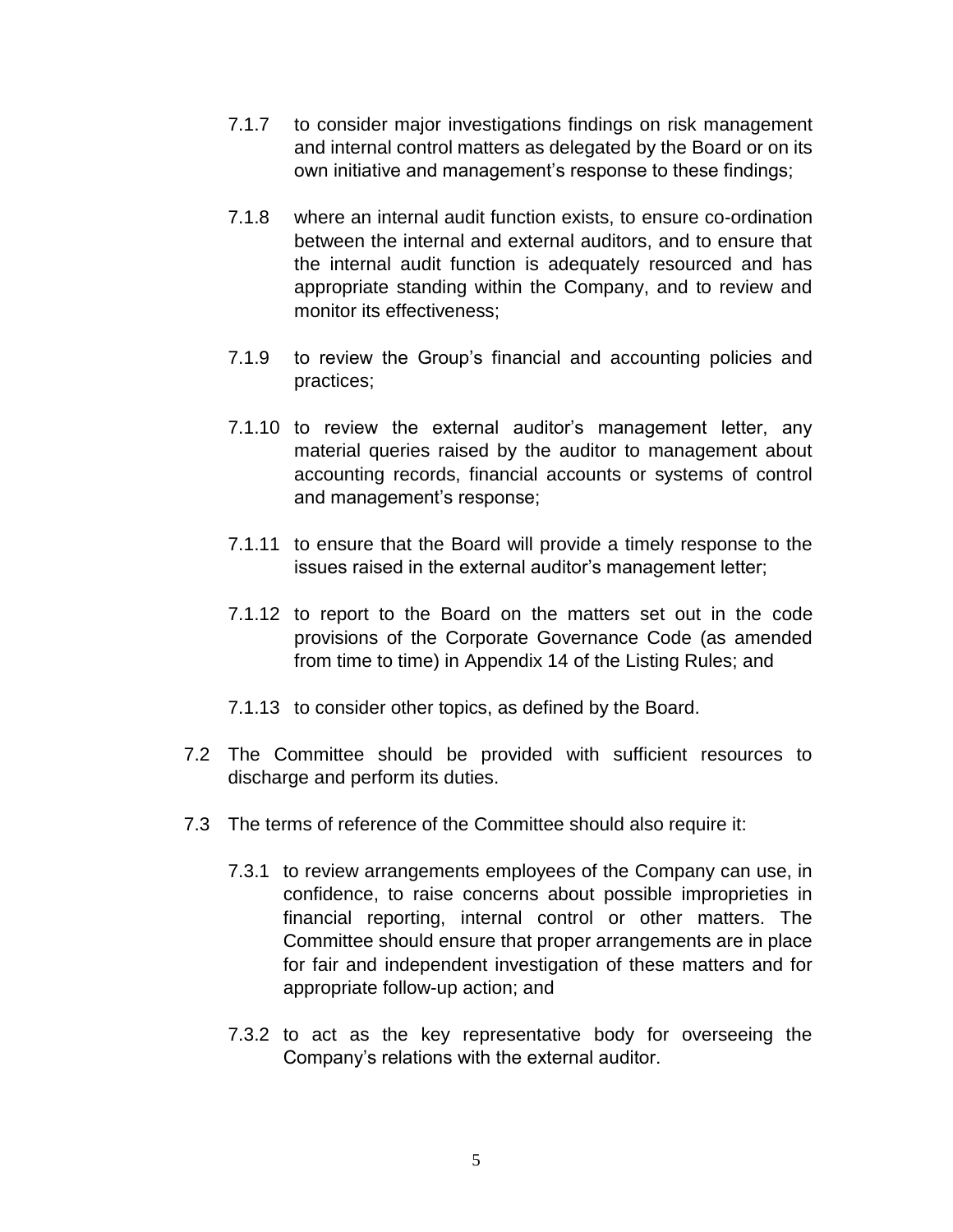7.1.7 to consider major investigations findings on risk management and internal control matters as delegated by the Board or on its own initiative and management's response to these findings;

7.1.8 where an internal audit function exists, to ensure co-ordination between the internal and external auditors, and to ensure that the internal audit function is adequately resourced and has appropriate standing within the Company, and to review and monitor its effectiveness;

7.1.9 to review the Group's financial and accounting policies and practices;

7.1.10 to review the external auditor's management letter, any material queries raised by the auditor to management about accounting records, financial accounts or systems of control and management's response;

7.1.11 to ensure that the Board will provide a timely response to the issues raised in the external auditor's management letter;

7.1.12 to report to the Board on the matters set out in the code provisions of the Corporate Governance Code (as amended from time to time) in Appendix 14 of the Listing Rules; and

7.1.13 to consider other topics, as defined by the Board.

7.2 The Committee should be provided with sufficient resources to discharge and perform its duties.

7.3 The terms of reference of the Committee should also require it:

7.3.1 to review arrangements employees of the Company can use, in confidence, to raise concerns about possible improprieties in financial reporting, internal control or other matters. The Committee should ensure that proper arrangements are in place for fair and independent investigation of these matters and for appropriate follow-up action; and

7.3.2 to act as the key representative body for overseeing the Company's relations with the external auditor.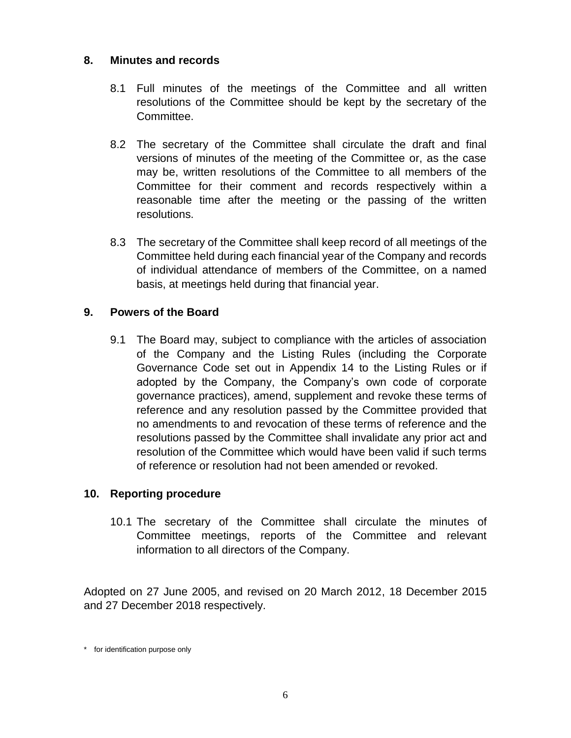## 8. Minutes and records

8.1 Full minutes of the meetings of the Committee and all written resolutions of the Committee should be kept by the secretary of the Committee.

8.2 The secretary of the Committee shall circulate the draft and final versions of minutes of the meeting of the Committee or, as the case may be, written resolutions of the Committee to all members of the Committee for their comment and records respectively within a reasonable time after the meeting or the passing of the written resolutions.

8.3 The secretary of the Committee shall keep record of all meetings of the Committee held during each financial year of the Company and records of individual attendance of members of the Committee, on a named basis, at meetings held during that financial year.

## 9. Powers of the Board

9.1 The Board may, subject to compliance with the articles of association of the Company and the Listing Rules (including the Corporate Governance Code set out in Appendix 14 to the Listing Rules or if adopted by the Company, the Company's own code of corporate governance practices), amend, supplement and revoke these terms of reference and any resolution passed by the Committee provided that no amendments to and revocation of these terms of reference and the resolutions passed by the Committee shall invalidate any prior act and resolution of the Committee which would have been valid if such terms of reference or resolution had not been amended or revoked.

## 10. Reporting procedure

10.1 The secretary of the Committee shall circulate the minutes of Committee meetings, reports of the Committee and relevant information to all directors of the Company.

Adopted on 27 June 2005, and revised on 20 March 2012, 18 December 2015 and 27 December 2018 respectively.

\* for identification purpose only